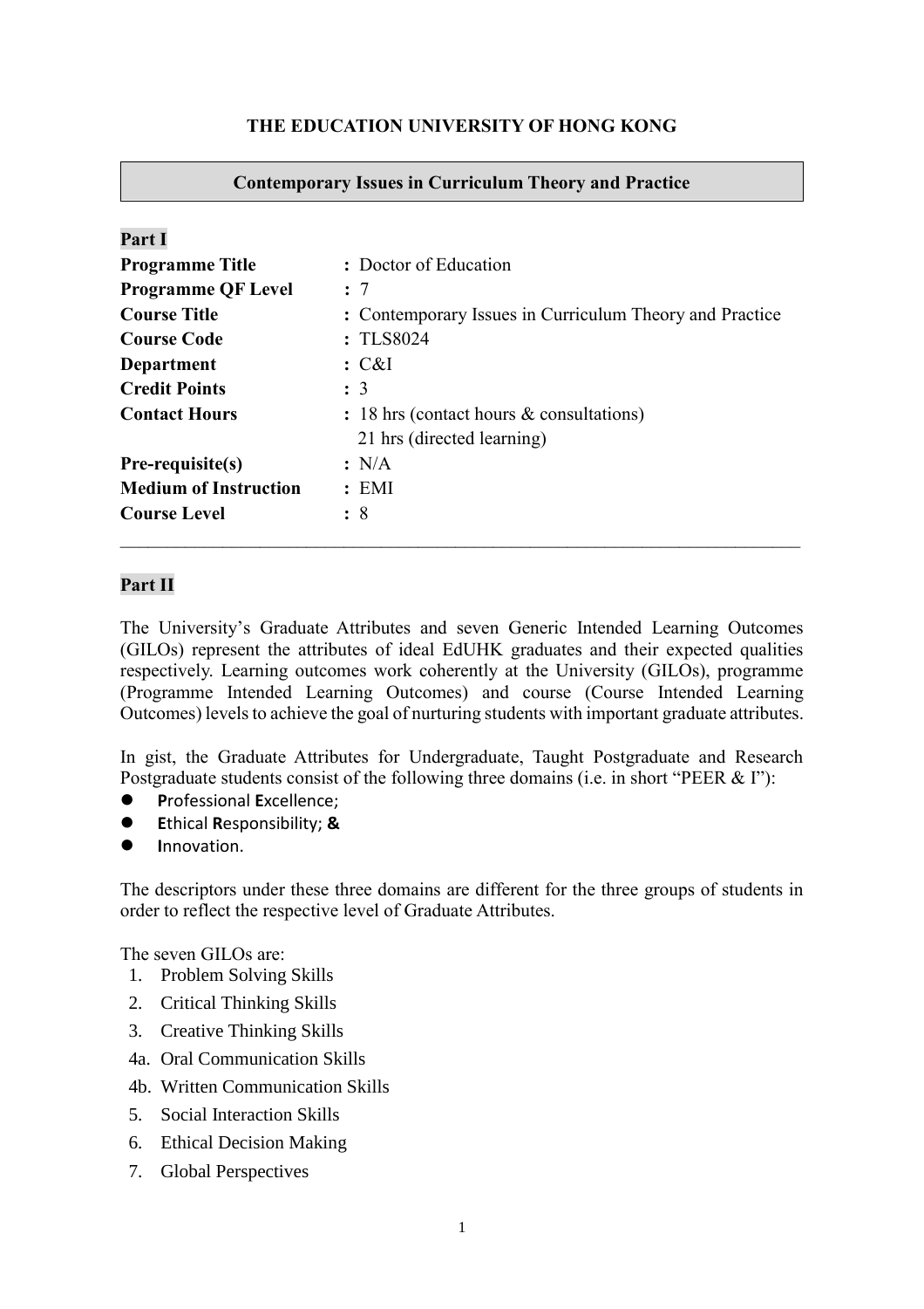**THE EDUCATION UNIVERSITY OF HONG KONG**

## Contemporary Issues in Curriculum Theory and Practice

### Part I

| | |
|---|---|
| **Programme Title** | **:** Doctor of Education |
| **Programme QF Level** | **:** 7 |
| **Course Title** | **:** Contemporary Issues in Curriculum Theory and Practice |
| **Course Code** | **:** TLS8024 |
| **Department** | **:** C&I |
| **Credit Points** | **:** 3 |
| **Contact Hours** | **:** 18 hrs (contact hours & consultations)<br>21 hrs (directed learning) |
| **Pre-requisite(s)** | **:** N/A |
| **Medium of Instruction** | **:** EMI |
| **Course Level** | **:** 8 |

---

### Part II

The University's Graduate Attributes and seven Generic Intended Learning Outcomes (GILOs) represent the attributes of ideal EdUHK graduates and their expected qualities respectively. Learning outcomes work coherently at the University (GILOs), programme (Programme Intended Learning Outcomes) and course (Course Intended Learning Outcomes) levels to achieve the goal of nurturing students with important graduate attributes.

In gist, the Graduate Attributes for Undergraduate, Taught Postgraduate and Research Postgraduate students consist of the following three domains (i.e. in short "PEER & I"):

- **P**rofessional **E**xcellence;
- **E**thical **R**esponsibility; **&**
- **I**nnovation.

The descriptors under these three domains are different for the three groups of students in order to reflect the respective level of Graduate Attributes.

The seven GILOs are:

1. Problem Solving Skills
2. Critical Thinking Skills
3. Creative Thinking Skills

4a. Oral Communication Skills

4b. Written Communication Skills

5. Social Interaction Skills
6. Ethical Decision Making
7. Global Perspectives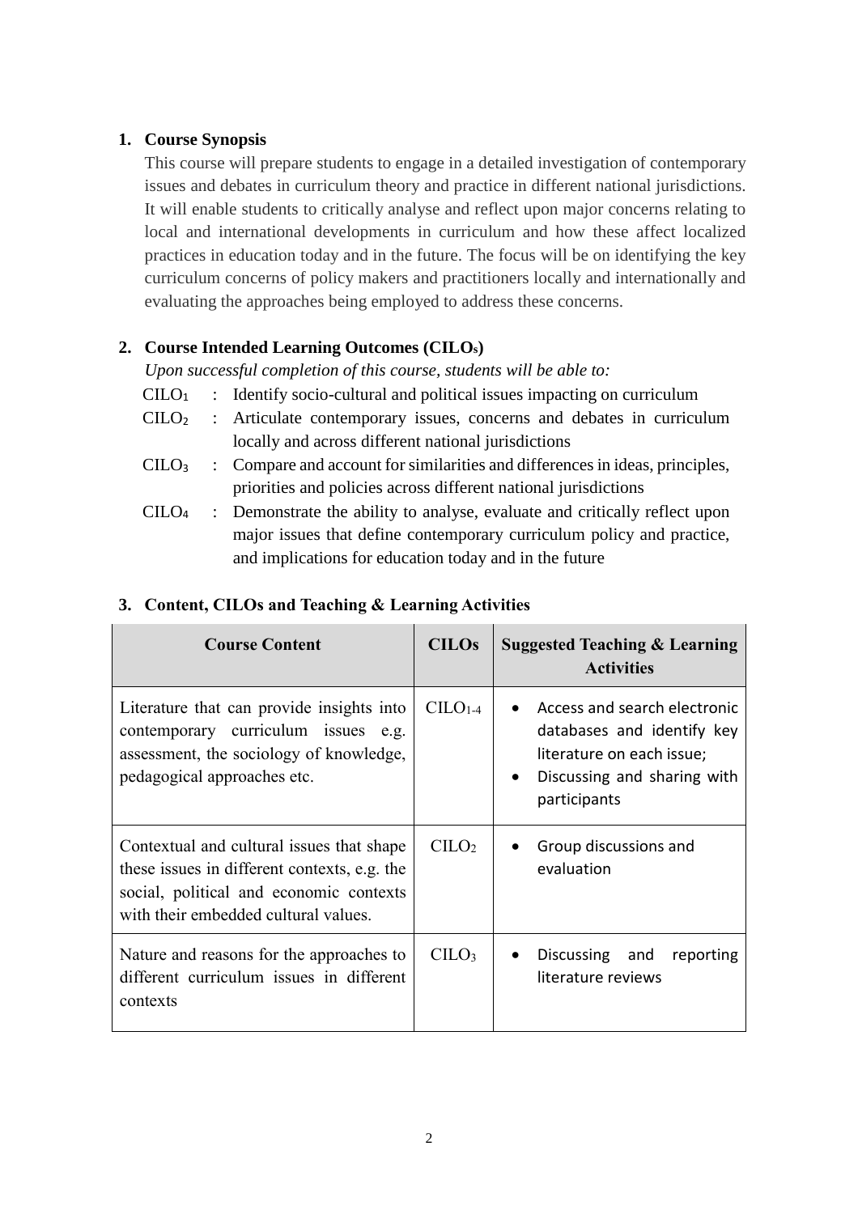## 1. Course Synopsis

This course will prepare students to engage in a detailed investigation of contemporary issues and debates in curriculum theory and practice in different national jurisdictions. It will enable students to critically analyse and reflect upon major concerns relating to local and international developments in curriculum and how these affect localized practices in education today and in the future. The focus will be on identifying the key curriculum concerns of policy makers and practitioners locally and internationally and evaluating the approaches being employed to address these concerns.

## 2. Course Intended Learning Outcomes (CILOs)

*Upon successful completion of this course, students will be able to:*

- $CILO_1$ : Identify socio-cultural and political issues impacting on curriculum
- $CILO_2$ : Articulate contemporary issues, concerns and debates in curriculum locally and across different national jurisdictions
- $CILO_3$ : Compare and account for similarities and differences in ideas, principles, priorities and policies across different national jurisdictions
- $CILO_4$ : Demonstrate the ability to analyse, evaluate and critically reflect upon major issues that define contemporary curriculum policy and practice, and implications for education today and in the future

## 3. Content, CILOs and Teaching & Learning Activities

| Course Content | CILOs | Suggested Teaching & Learning Activities |
|---|---|---|
| Literature that can provide insights into contemporary curriculum issues e.g. assessment, the sociology of knowledge, pedagogical approaches etc. | $CILO_{1-4}$ | • Access and search electronic databases and identify key literature on each issue;<br>• Discussing and sharing with participants |
| Contextual and cultural issues that shape these issues in different contexts, e.g. the social, political and economic contexts with their embedded cultural values. | $CILO_2$ | • Group discussions and evaluation |
| Nature and reasons for the approaches to different curriculum issues in different contexts | $CILO_3$ | • Discussing and reporting literature reviews |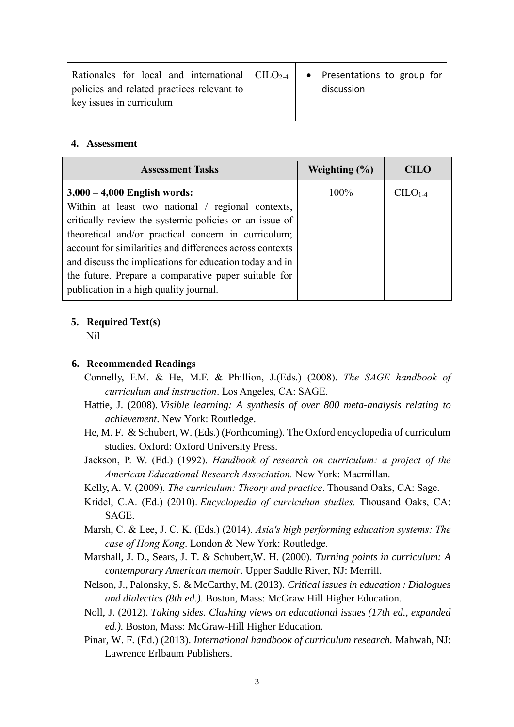| | | |
|---|---|---|
| Rationales for local and international policies and related practices relevant to key issues in curriculum | $CILO_{2-4}$ | • Presentations to group for discussion |

**4. Assessment**

| Assessment Tasks | Weighting (%) | CILO |
|---|---|---|
| **3,000 – 4,000 English words:** Within at least two national / regional contexts, critically review the systemic policies on an issue of theoretical and/or practical concern in curriculum; account for similarities and differences across contexts and discuss the implications for education today and in the future. Prepare a comparative paper suitable for publication in a high quality journal. | 100% | $CILO_{1-4}$ |

**5. Required Text(s)**

Nil

**6. Recommended Readings**

Connelly, F.M. & He, M.F. & Phillion, J.(Eds.) (2008). *The SAGE handbook of curriculum and instruction*. Los Angeles, CA: SAGE.

Hattie, J. (2008). *Visible learning: A synthesis of over 800 meta-analysis relating to achievement*. New York: Routledge.

He, M. F. & Schubert, W. (Eds.) (Forthcoming). The Oxford encyclopedia of curriculum studies. Oxford: Oxford University Press.

Jackson, P. W. (Ed.) (1992). *Handbook of research on curriculum: a project of the American Educational Research Association.* New York: Macmillan.

Kelly, A. V. (2009). *The curriculum: Theory and practice*. Thousand Oaks, CA: Sage.

Kridel, C.A. (Ed.) (2010). *Encyclopedia of curriculum studies.* Thousand Oaks, CA: SAGE.

Marsh, C. & Lee, J. C. K. (Eds.) (2014). *Asia's high performing education systems: The case of Hong Kong*. London & New York: Routledge.

Marshall, J. D., Sears, J. T. & Schubert,W. H. (2000). *Turning points in curriculum: A contemporary American memoir*. Upper Saddle River, NJ: Merrill.

Nelson, J., Palonsky, S. & McCarthy, M. (2013). *Critical issues in education : Dialogues and dialectics (8th ed.)*. Boston, Mass: McGraw Hill Higher Education.

Noll, J. (2012). *Taking sides. Clashing views on educational issues (17th ed., expanded ed.).* Boston, Mass: McGraw-Hill Higher Education.

Pinar, W. F. (Ed.) (2013). *International handbook of curriculum research.* Mahwah, NJ: Lawrence Erlbaum Publishers.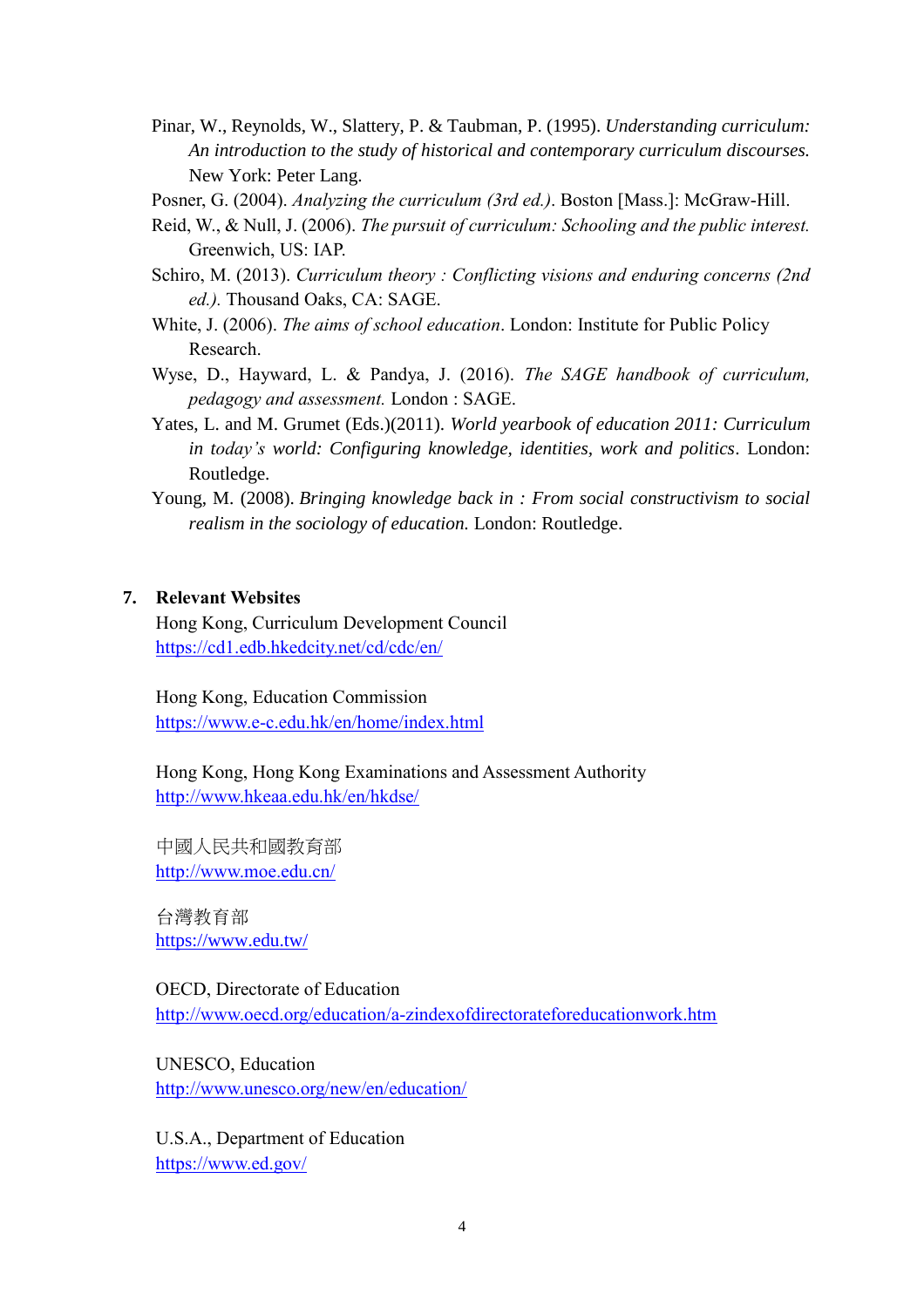Pinar, W., Reynolds, W., Slattery, P. & Taubman, P. (1995). *Understanding curriculum: An introduction to the study of historical and contemporary curriculum discourses.* New York: Peter Lang.

Posner, G. (2004). *Analyzing the curriculum (3rd ed.)*. Boston [Mass.]: McGraw-Hill.

Reid, W., & Null, J. (2006). *The pursuit of curriculum: Schooling and the public interest.* Greenwich, US: IAP.

Schiro, M. (2013). *Curriculum theory : Conflicting visions and enduring concerns (2nd ed.).* Thousand Oaks, CA: SAGE.

White, J. (2006). *The aims of school education*. London: Institute for Public Policy Research.

Wyse, D., Hayward, L. & Pandya, J. (2016). *The SAGE handbook of curriculum, pedagogy and assessment.* London : SAGE.

Yates, L. and M. Grumet (Eds.)(2011). *World yearbook of education 2011: Curriculum in today's world: Configuring knowledge, identities, work and politics*. London: Routledge.

Young, M. (2008). *Bringing knowledge back in : From social constructivism to social realism in the sociology of education.* London: Routledge.

## 7. Relevant Websites

Hong Kong, Curriculum Development Council
https://cd1.edb.hkedcity.net/cd/cdc/en/

Hong Kong, Education Commission
https://www.e-c.edu.hk/en/home/index.html

Hong Kong, Hong Kong Examinations and Assessment Authority
http://www.hkeaa.edu.hk/en/hkdse/

中國人民共和國教育部
http://www.moe.edu.cn/

台灣教育部
https://www.edu.tw/

OECD, Directorate of Education
http://www.oecd.org/education/a-zindexofdirectorateforeducationwork.htm

UNESCO, Education
http://www.unesco.org/new/en/education/

U.S.A., Department of Education
https://www.ed.gov/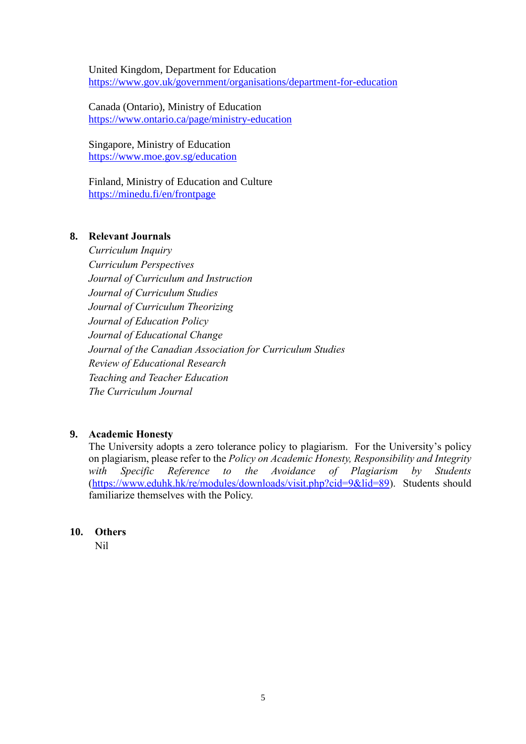United Kingdom, Department for Education
https://www.gov.uk/government/organisations/department-for-education

Canada (Ontario), Ministry of Education
https://www.ontario.ca/page/ministry-education

Singapore, Ministry of Education
https://www.moe.gov.sg/education

Finland, Ministry of Education and Culture
https://minedu.fi/en/frontpage

## 8. Relevant Journals

*Curriculum Inquiry*
*Curriculum Perspectives*
*Journal of Curriculum and Instruction*
*Journal of Curriculum Studies*
*Journal of Curriculum Theorizing*
*Journal of Education Policy*
*Journal of Educational Change*
*Journal of the Canadian Association for Curriculum Studies*
*Review of Educational Research*
*Teaching and Teacher Education*
*The Curriculum Journal*

## 9. Academic Honesty

The University adopts a zero tolerance policy to plagiarism. For the University's policy on plagiarism, please refer to the *Policy on Academic Honesty, Responsibility and Integrity with Specific Reference to the Avoidance of Plagiarism by Students* (https://www.eduhk.hk/re/modules/downloads/visit.php?cid=9&lid=89). Students should familiarize themselves with the Policy.

## 10. Others

Nil